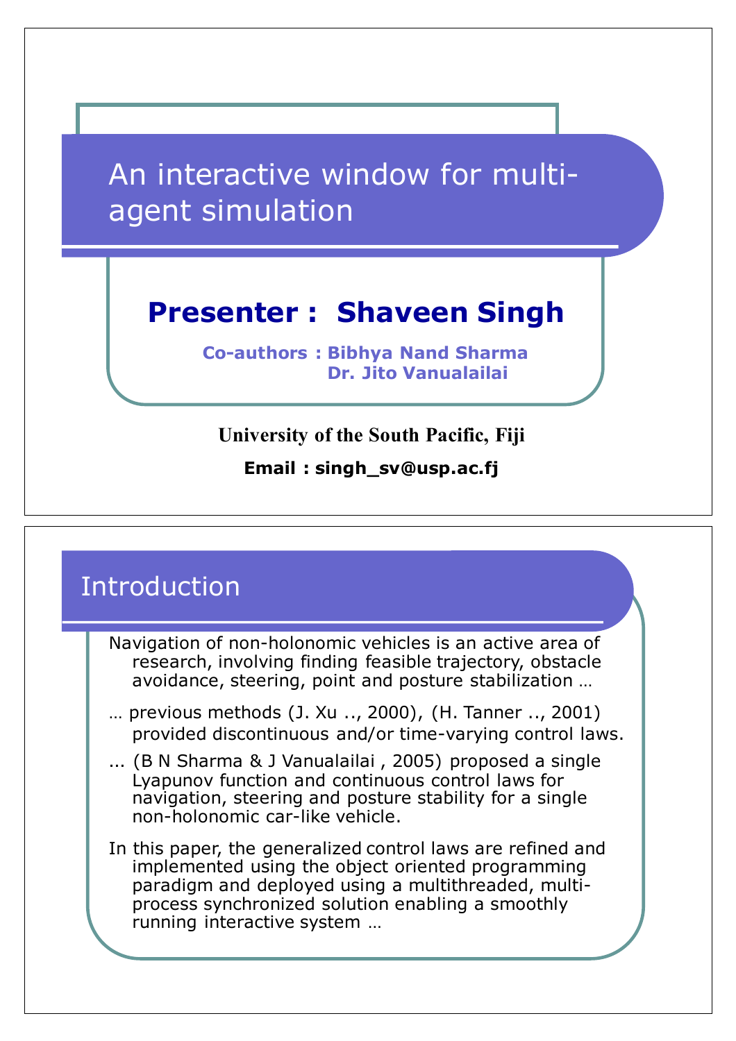# An interactive window for multi-agent simulation

**Presenter : Shaveen Singh**

**Co-authors : Bibhya Nand Sharma**
**Dr. Jito Vanualailai**

**University of the South Pacific, Fiji**

**Email : singh_sv@usp.ac.fj**

## Introduction

Navigation of non-holonomic vehicles is an active area of research, involving finding feasible trajectory, obstacle avoidance, steering, point and posture stabilization …

… previous methods (J. Xu .., 2000), (H. Tanner .., 2001) provided discontinuous and/or time-varying control laws.

... (B N Sharma & J Vanualailai , 2005) proposed a single Lyapunov function and continuous control laws for navigation, steering and posture stability for a single non-holonomic car-like vehicle.

In this paper, the generalized control laws are refined and implemented using the object oriented programming paradigm and deployed using a multithreaded, multi-process synchronized solution enabling a smoothly running interactive system …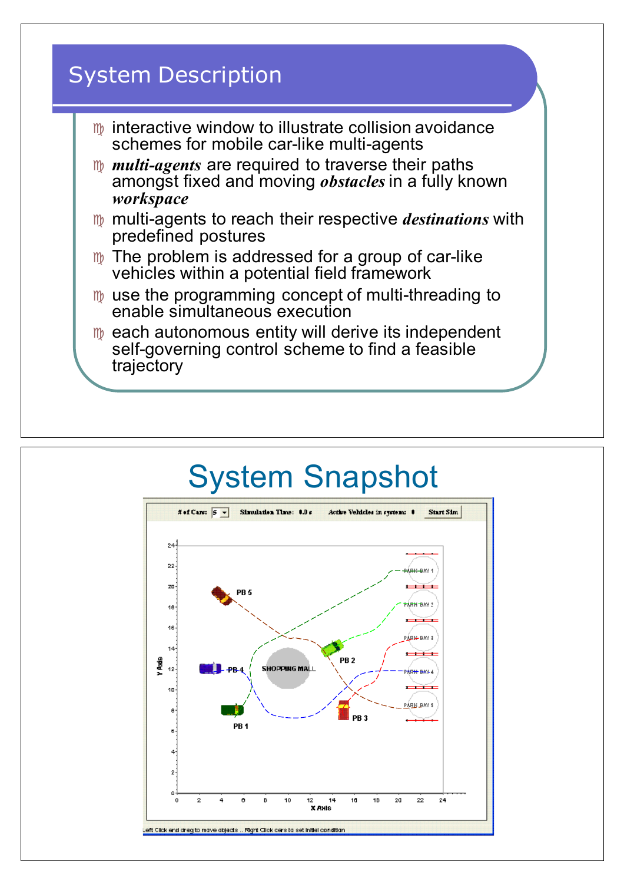## System Description

- interactive window to illustrate collision avoidance schemes for mobile car-like multi-agents
- ***multi-agents*** are required to traverse their paths amongst fixed and moving ***obstacles*** in a fully known ***workspace***
- multi-agents to reach their respective ***destinations*** with predefined postures
- The problem is addressed for a group of car-like vehicles within a potential field framework
- use the programming concept of multi-threading to enable simultaneous execution
- each autonomous entity will derive its independent self-governing control scheme to find a feasible trajectory

## System Snapshot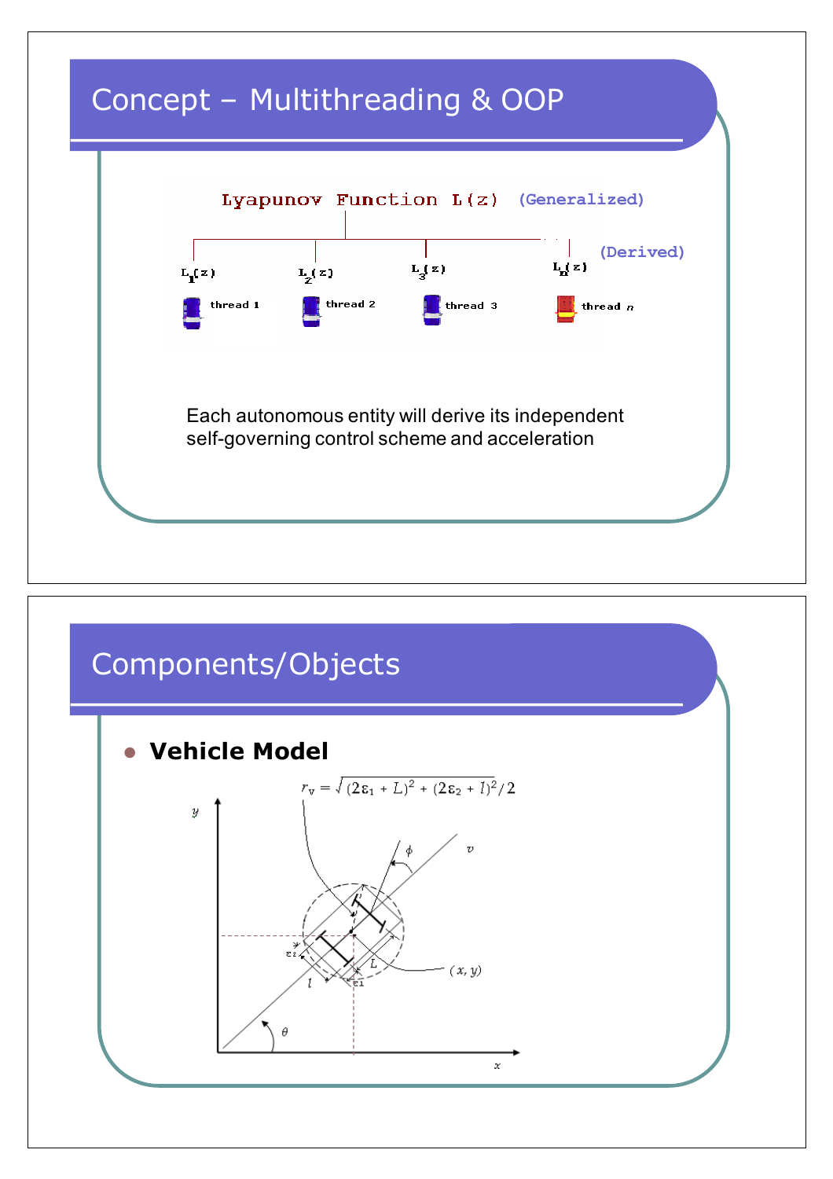## Concept – Multithreading & OOP

Lyapunov Function L(z) (Generalized)

$L_1(z)$ — thread 1

$L_2(z)$ — thread 2

$L_3(z)$ — thread 3

$L_n(z)$ — thread *n*

(Derived)

Each autonomous entity will derive its independent self-governing control scheme and acceleration

## Components/Objects

- **Vehicle Model**

$$r_v = \sqrt{(2\varepsilon_1 + L)^2 + (2\varepsilon_2 + l)^2}/2$$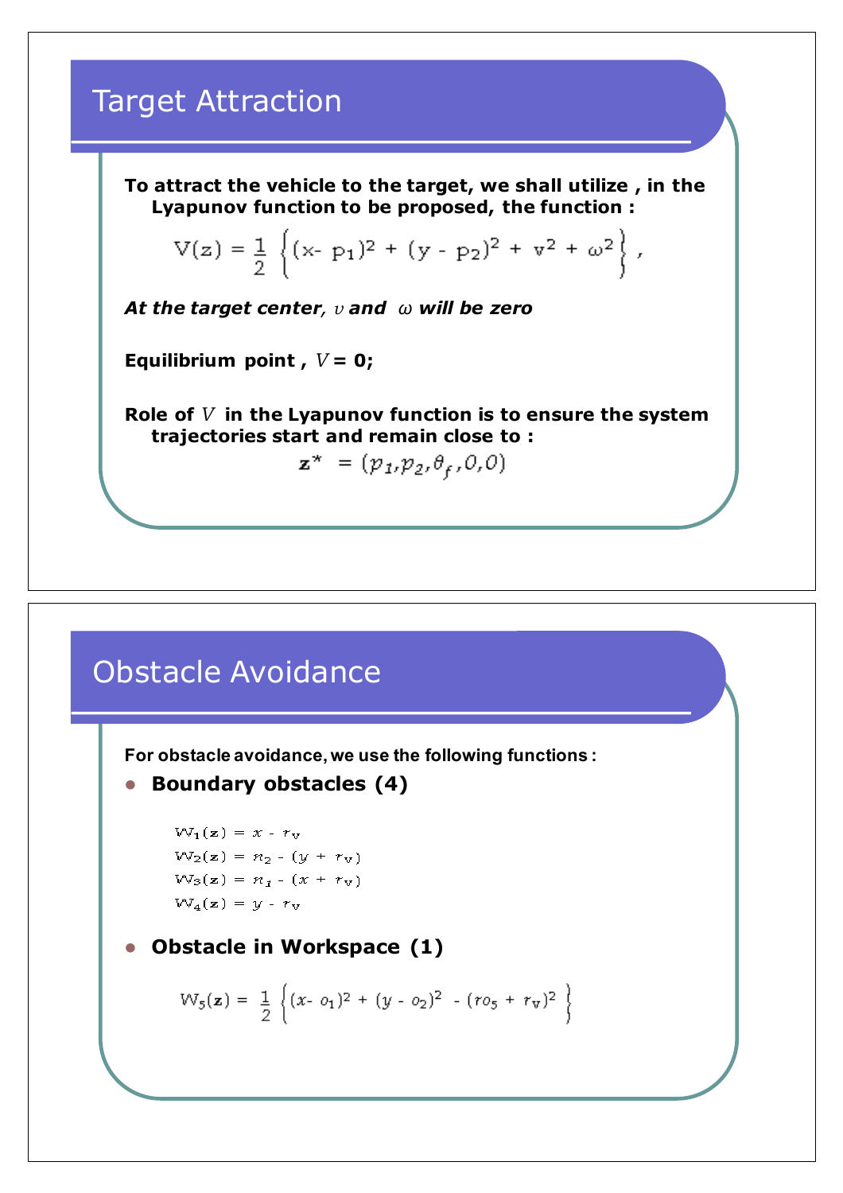## Target Attraction

**To attract the vehicle to the target, we shall utilize , in the Lyapunov function to be proposed, the function :**

$$V(z) = \frac{1}{2}\left\{(x - p_1)^2 + (y - p_2)^2 + v^2 + \omega^2\right\},$$

***At the target center, $v$ and $\omega$ will be zero***

**Equilibrium point , $V$ = 0;**

**Role of $V$ in the Lyapunov function is to ensure the system trajectories start and remain close to :**

$$\mathbf{z}^* = (p_1, p_2, \theta_f, 0, 0)$$

## Obstacle Avoidance

**For obstacle avoidance, we use the following functions :**

- **Boundary obstacles (4)**

$$W_1(\mathbf{z}) = x - r_v$$
$$W_2(\mathbf{z}) = \eta_2 - (y + r_v)$$
$$W_3(\mathbf{z}) = \eta_1 - (x + r_v)$$
$$W_4(\mathbf{z}) = y - r_v$$

- **Obstacle in Workspace (1)**

$$W_5(\mathbf{z}) = \frac{1}{2}\left\{(x - o_1)^2 + (y - o_2)^2 - (ro_5 + r_v)^2\right\}$$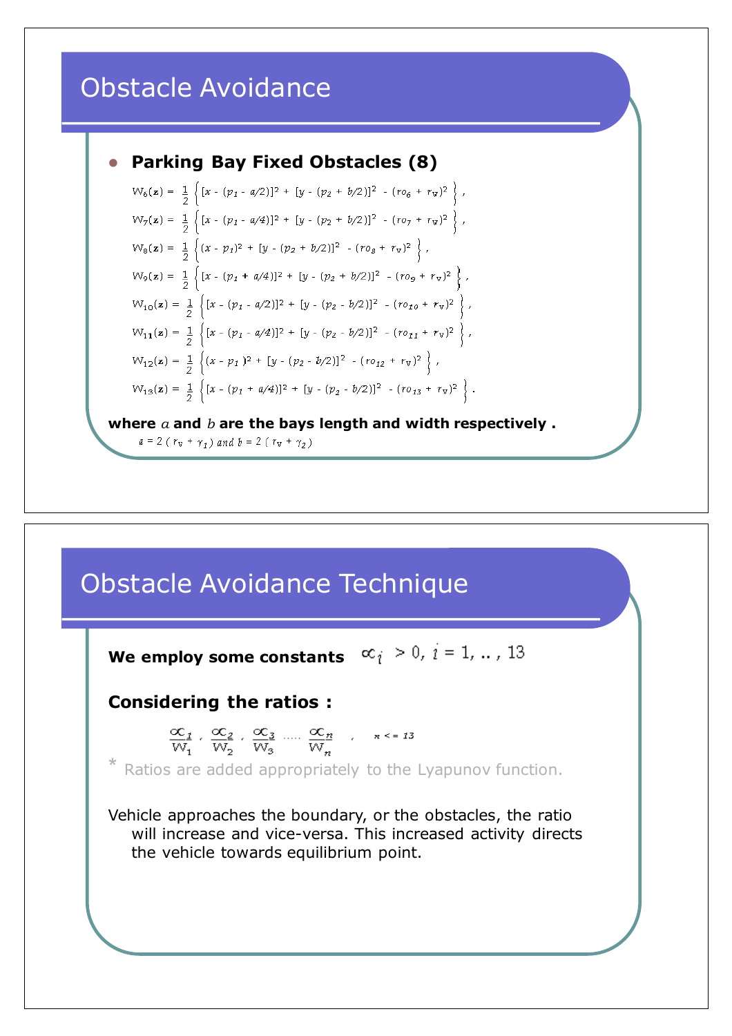# Obstacle Avoidance

- **Parking Bay Fixed Obstacles (8)**

$$W_6(\mathbf{z}) = \frac{1}{2}\left\{[x - (p_1 - a/2)]^2 + [y - (p_2 + b/2)]^2 - (ro_6 + r_v)^2\right\},$$

$$W_7(\mathbf{z}) = \frac{1}{2}\left\{[x - (p_1 - a/4)]^2 + [y - (p_2 + b/2)]^2 - (ro_7 + r_v)^2\right\},$$

$$W_8(\mathbf{z}) = \frac{1}{2}\left\{(x - p_1)^2 + [y - (p_2 + b/2)]^2 - (ro_8 + r_v)^2\right\},$$

$$W_9(\mathbf{z}) = \frac{1}{2}\left\{[x - (p_1 + a/4)]^2 + [y - (p_2 + b/2)]^2 - (ro_9 + r_v)^2\right\},$$

$$W_{10}(\mathbf{z}) = \frac{1}{2}\left\{[x - (p_1 - a/2)]^2 + [y - (p_2 - b/2)]^2 - (ro_{10} + r_v)^2\right\},$$

$$W_{11}(\mathbf{z}) = \frac{1}{2}\left\{[x - (p_1 - a/4)]^2 + [y - (p_2 - b/2)]^2 - (ro_{11} + r_v)^2\right\},$$

$$W_{12}(\mathbf{z}) = \frac{1}{2}\left\{(x - p_1)^2 + [y - (p_2 - b/2)]^2 - (ro_{12} + r_v)^2\right\},$$

$$W_{13}(\mathbf{z}) = \frac{1}{2}\left\{[x - (p_1 + a/4)]^2 + [y - (p_2 - b/2)]^2 - (ro_{13} + r_v)^2\right\}.$$

**where $a$ and $b$ are the bays length and width respectively .**

$a = 2\,(r_v + \gamma_1)$ and $b = 2\,(r_v + \gamma_2)$

# Obstacle Avoidance Technique

**We employ some constants** $\alpha_i > 0,\ i = 1, .., 13$

**Considering the ratios :**

$$\frac{\alpha_1}{W_1},\ \frac{\alpha_2}{W_2},\ \frac{\alpha_3}{W_3}\ \ldots\ \frac{\alpha_n}{W_n}, \quad n <= 13$$

* Ratios are added appropriately to the Lyapunov function.

Vehicle approaches the boundary, or the obstacles, the ratio will increase and vice-versa. This increased activity directs the vehicle towards equilibrium point.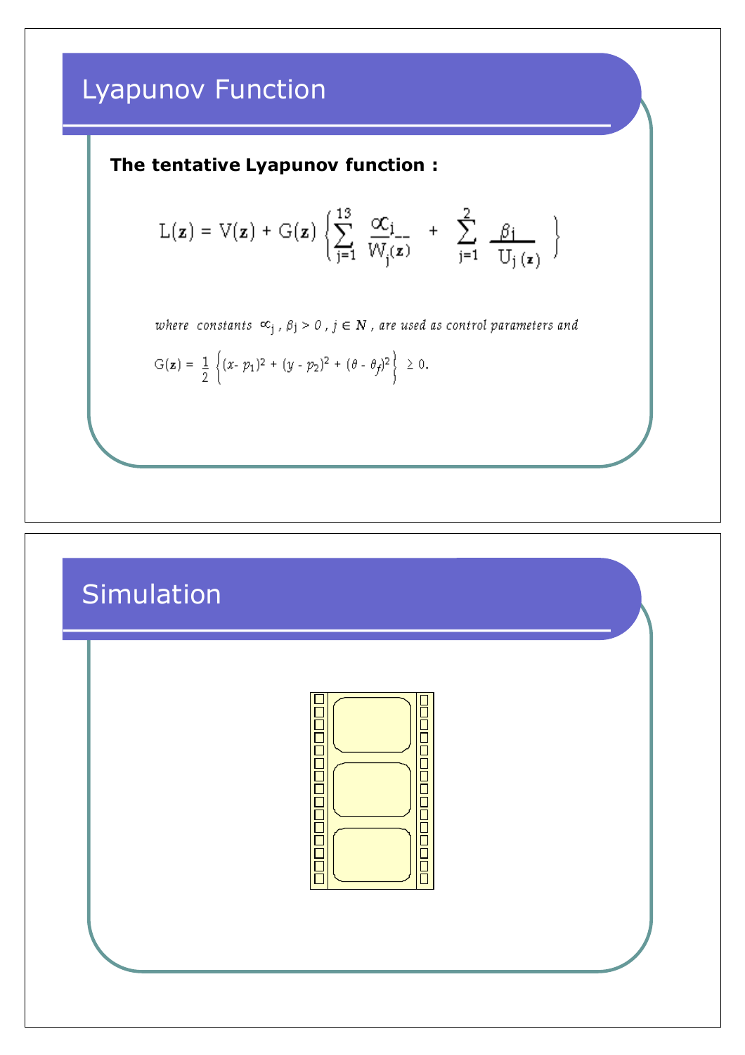# Lyapunov Function

**The tentative Lyapunov function :**

$$L(\mathbf{z}) = V(\mathbf{z}) + G(\mathbf{z}) \left\{ \sum_{j=1}^{13} \frac{\alpha_j}{W_j(\mathbf{z})} + \sum_{j=1}^{2} \frac{\beta_j}{U_j(\mathbf{z})} \right\}$$

*where constants* $\alpha_j, \beta_j > 0$ , $j \in N$ , *are used as control parameters and*

$$G(\mathbf{z}) = \frac{1}{2} \left\{ (x - p_1)^2 + (y - p_2)^2 + (\theta - \theta_f)^2 \right\} \geq 0.$$

# Simulation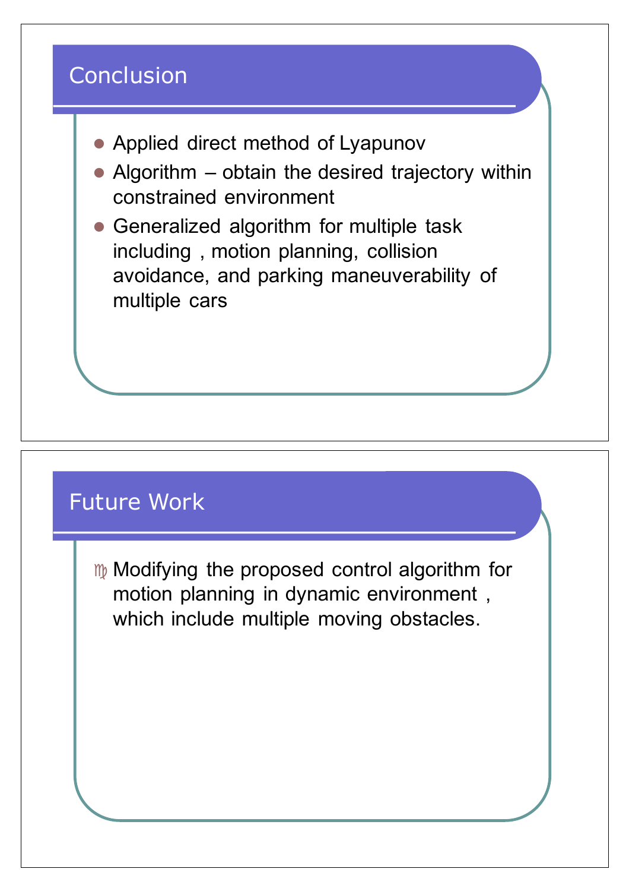## Conclusion

- Applied direct method of Lyapunov
- Algorithm – obtain the desired trajectory within constrained environment
- Generalized algorithm for multiple task including , motion planning, collision avoidance, and parking maneuverability of multiple cars

## Future Work

- Modifying the proposed control algorithm for motion planning in dynamic environment , which include multiple moving obstacles.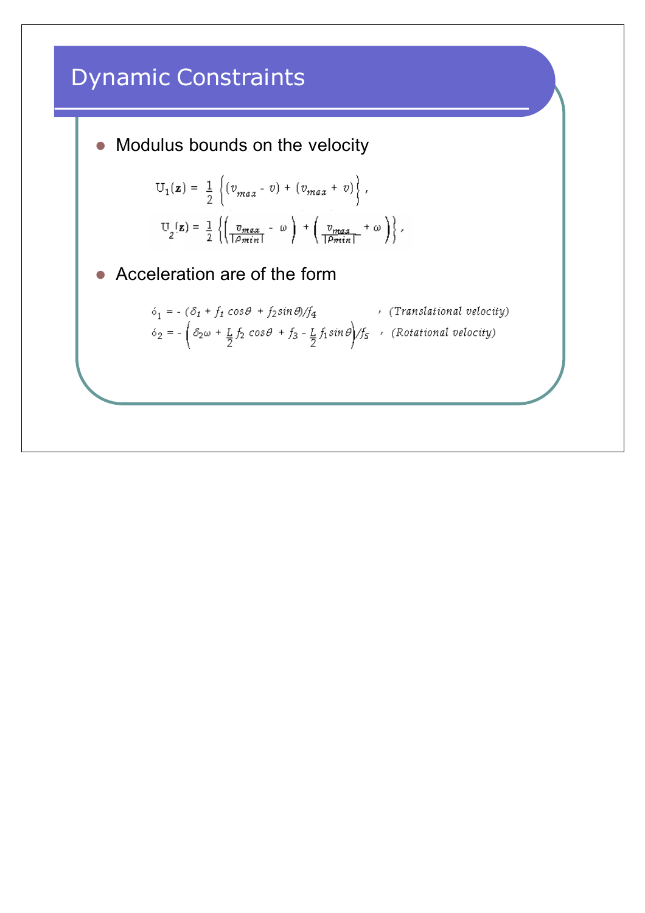# Dynamic Constraints

- Modulus bounds on the velocity

$$U_1(\mathbf{z}) = \frac{1}{2}\left\{(v_{max} - v) + (v_{max} + v)\right\},$$

$$U_2(\mathbf{z}) = \frac{1}{2}\left\{\left(\frac{v_{max}}{|\rho_{min}|} - \omega\right) + \left(\frac{v_{max}}{|\rho_{min}|} + \omega\right)\right\},$$

- Acceleration are of the form

$$\dot{v}_1 = -(\delta_1 + f_1\cos\theta + f_2\sin\theta)/f_4 \quad , \; (\textit{Translational velocity})$$

$$\dot{v}_2 = -\left(\delta_2\omega + \frac{L}{2}f_2\cos\theta + f_3 - \frac{L}{2}f_1\sin\theta\right)/f_5 \quad , \; (\textit{Rotational velocity})$$